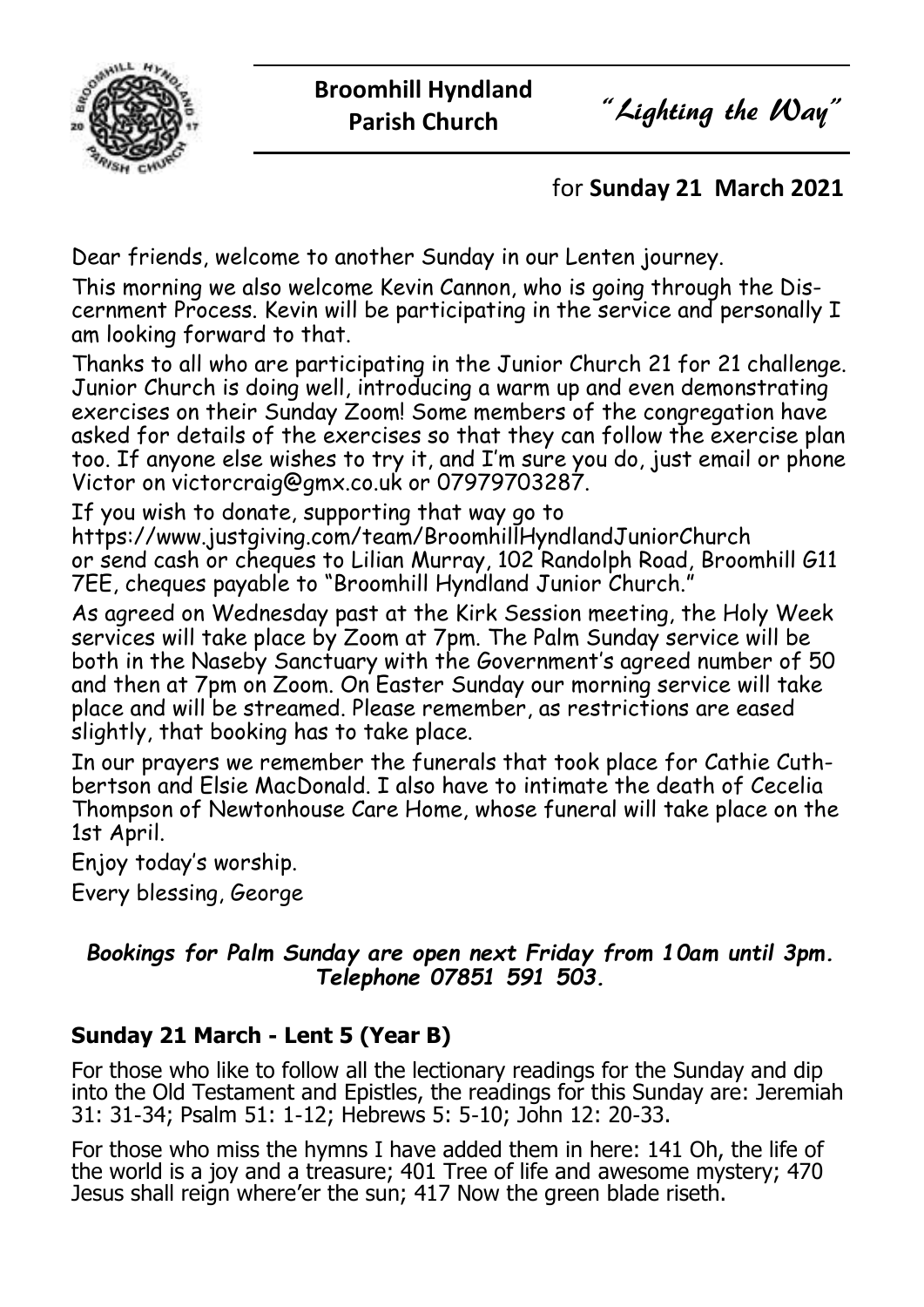# Broomhill Hyndland Parish Church

*"Lighting the Way"*

for **Sunday 21 March 2021**

Dear friends, welcome to another Sunday in our Lenten journey.

This morning we also welcome Kevin Cannon, who is going through the Discernment Process. Kevin will be participating in the service and personally I am looking forward to that.

Thanks to all who are participating in the Junior Church 21 for 21 challenge. Junior Church is doing well, introducing a warm up and even demonstrating exercises on their Sunday Zoom! Some members of the congregation have asked for details of the exercises so that they can follow the exercise plan too. If anyone else wishes to try it, and I'm sure you do, just email or phone Victor on victorcraig@gmx.co.uk or 07979703287.

If you wish to donate, supporting that way go to https://www.justgiving.com/team/BroomhillHyndlandJuniorChurch or send cash or cheques to Lilian Murray, 102 Randolph Road, Broomhill G11 7EE, cheques payable to "Broomhill Hyndland Junior Church."

As agreed on Wednesday past at the Kirk Session meeting, the Holy Week services will take place by Zoom at 7pm. The Palm Sunday service will be both in the Naseby Sanctuary with the Government's agreed number of 50 and then at 7pm on Zoom. On Easter Sunday our morning service will take place and will be streamed. Please remember, as restrictions are eased slightly, that booking has to take place.

In our prayers we remember the funerals that took place for Cathie Cuthbertson and Elsie MacDonald. I also have to intimate the death of Cecelia Thompson of Newtonhouse Care Home, whose funeral will take place on the 1st April.

Enjoy today's worship.

Every blessing, George

***Bookings for Palm Sunday are open next Friday from 10am until 3pm. Telephone 07851 591 503.***

## Sunday 21 March - Lent 5 (Year B)

For those who like to follow all the lectionary readings for the Sunday and dip into the Old Testament and Epistles, the readings for this Sunday are: Jeremiah 31: 31-34; Psalm 51: 1-12; Hebrews 5: 5-10; John 12: 20-33.

For those who miss the hymns I have added them in here: 141 Oh, the life of the world is a joy and a treasure; 401 Tree of life and awesome mystery; 470 Jesus shall reign where'er the sun; 417 Now the green blade riseth.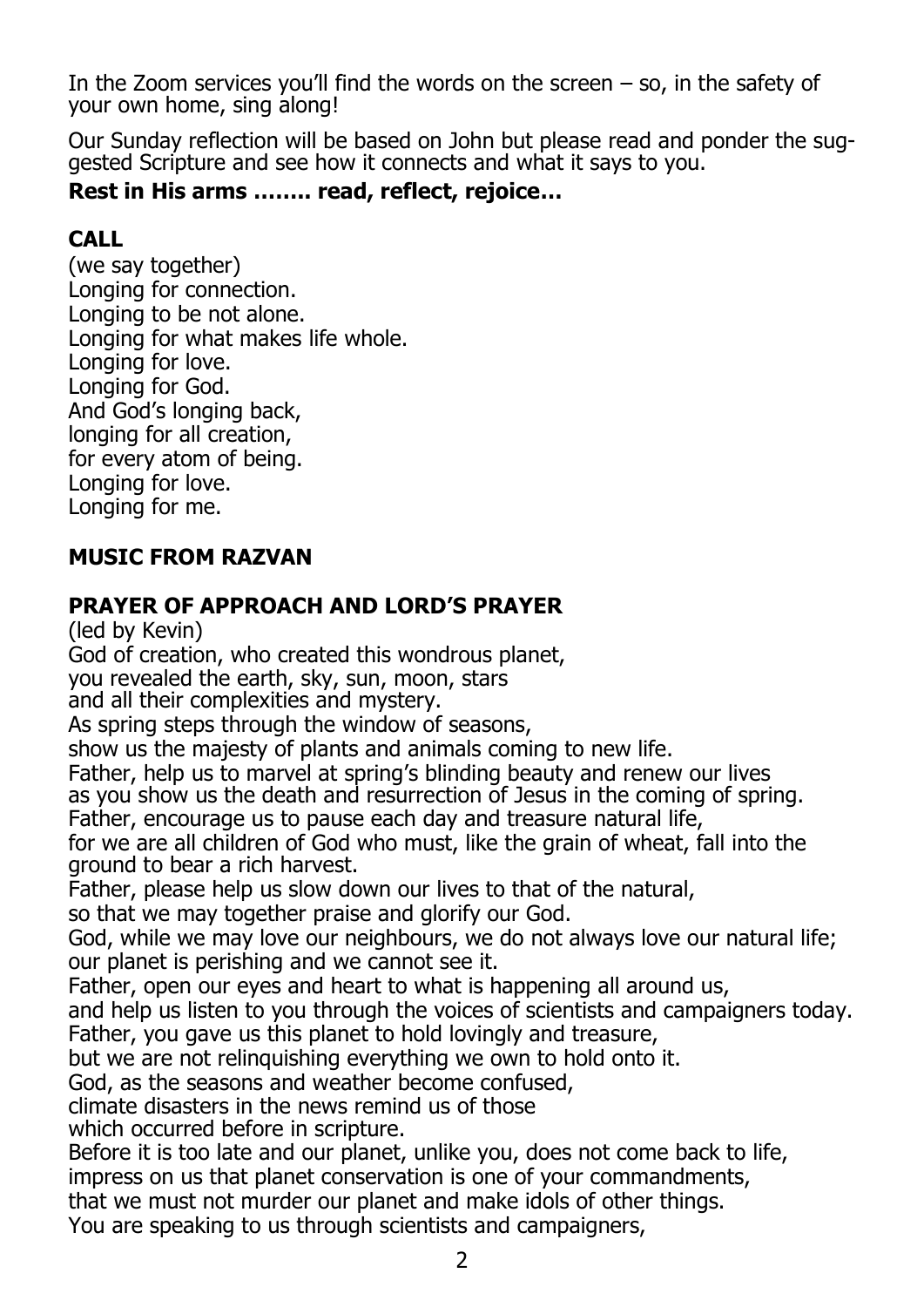In the Zoom services you'll find the words on the screen – so, in the safety of your own home, sing along!

Our Sunday reflection will be based on John but please read and ponder the suggested Scripture and see how it connects and what it says to you.

**Rest in His arms …….. read, reflect, rejoice…**

## CALL

(we say together)
Longing for connection.
Longing to be not alone.
Longing for what makes life whole.
Longing for love.
Longing for God.
And God's longing back,
longing for all creation,
for every atom of being.
Longing for love.
Longing for me.

## MUSIC FROM RAZVAN

## PRAYER OF APPROACH AND LORD'S PRAYER

(led by Kevin)
God of creation, who created this wondrous planet,
you revealed the earth, sky, sun, moon, stars
and all their complexities and mystery.
As spring steps through the window of seasons,
show us the majesty of plants and animals coming to new life.
Father, help us to marvel at spring's blinding beauty and renew our lives
as you show us the death and resurrection of Jesus in the coming of spring.
Father, encourage us to pause each day and treasure natural life,
for we are all children of God who must, like the grain of wheat, fall into the ground to bear a rich harvest.
Father, please help us slow down our lives to that of the natural,
so that we may together praise and glorify our God.
God, while we may love our neighbours, we do not always love our natural life;
our planet is perishing and we cannot see it.
Father, open our eyes and heart to what is happening all around us,
and help us listen to you through the voices of scientists and campaigners today.
Father, you gave us this planet to hold lovingly and treasure,
but we are not relinquishing everything we own to hold onto it.
God, as the seasons and weather become confused,
climate disasters in the news remind us of those
which occurred before in scripture.
Before it is too late and our planet, unlike you, does not come back to life,
impress on us that planet conservation is one of your commandments,
that we must not murder our planet and make idols of other things.
You are speaking to us through scientists and campaigners,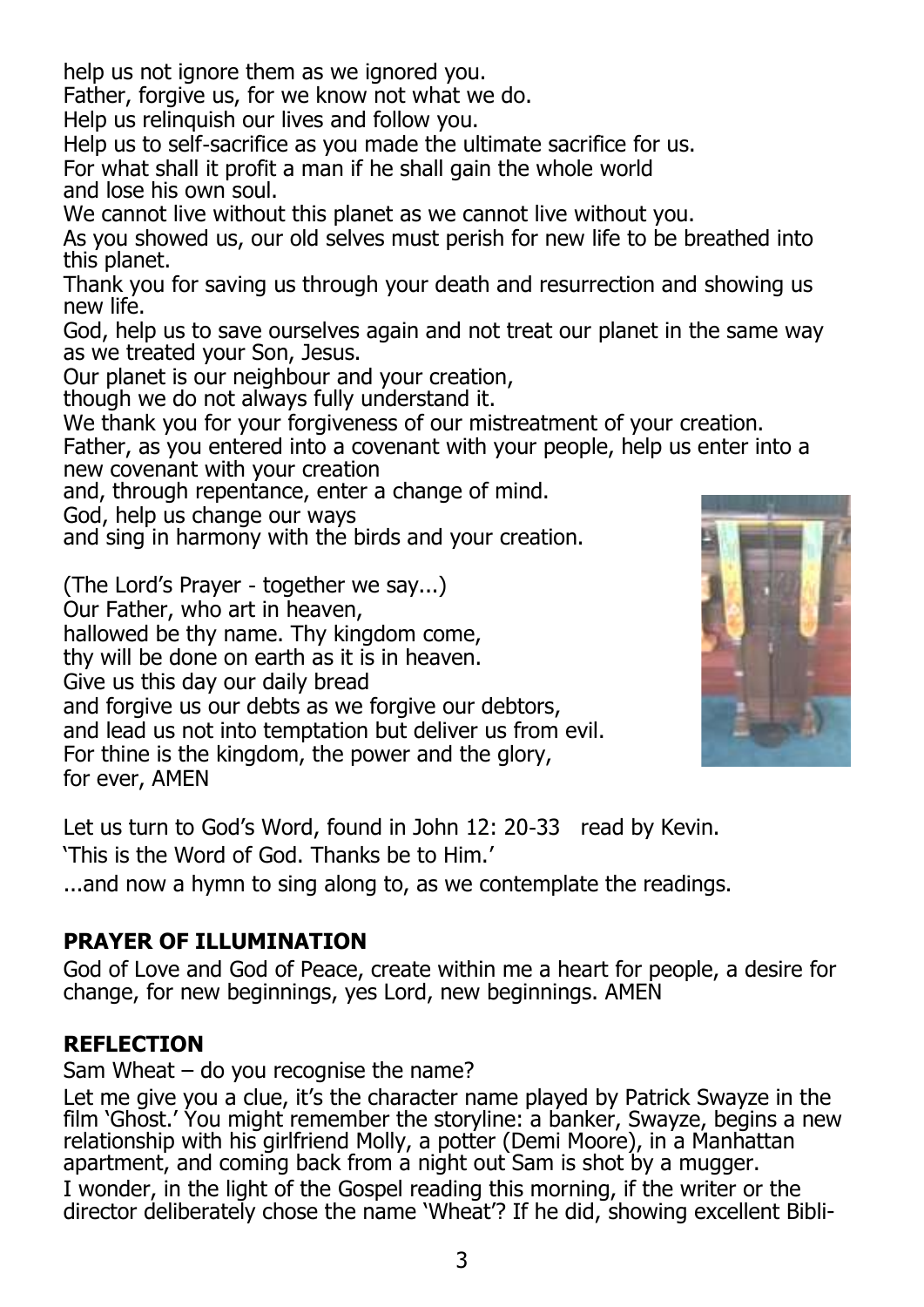help us not ignore them as we ignored you.
Father, forgive us, for we know not what we do.
Help us relinquish our lives and follow you.
Help us to self-sacrifice as you made the ultimate sacrifice for us.
For what shall it profit a man if he shall gain the whole world and lose his own soul.
We cannot live without this planet as we cannot live without you.
As you showed us, our old selves must perish for new life to be breathed into this planet.
Thank you for saving us through your death and resurrection and showing us new life.
God, help us to save ourselves again and not treat our planet in the same way as we treated your Son, Jesus.
Our planet is our neighbour and your creation,
though we do not always fully understand it.
We thank you for your forgiveness of our mistreatment of your creation.
Father, as you entered into a covenant with your people, help us enter into a new covenant with your creation
and, through repentance, enter a change of mind.
God, help us change our ways
and sing in harmony with the birds and your creation.

(The Lord's Prayer - together we say...)
Our Father, who art in heaven,
hallowed be thy name. Thy kingdom come,
thy will be done on earth as it is in heaven.
Give us this day our daily bread
and forgive us our debts as we forgive our debtors,
and lead us not into temptation but deliver us from evil.
For thine is the kingdom, the power and the glory,
for ever, AMEN

Let us turn to God's Word, found in John 12: 20-33 read by Kevin.
'This is the Word of God. Thanks be to Him.'
...and now a hymn to sing along to, as we contemplate the readings.

**PRAYER OF ILLUMINATION**

God of Love and God of Peace, create within me a heart for people, a desire for change, for new beginnings, yes Lord, new beginnings. AMEN

**REFLECTION**

Sam Wheat – do you recognise the name?

Let me give you a clue, it's the character name played by Patrick Swayze in the film 'Ghost.' You might remember the storyline: a banker, Swayze, begins a new relationship with his girlfriend Molly, a potter (Demi Moore), in a Manhattan apartment, and coming back from a night out Sam is shot by a mugger.

I wonder, in the light of the Gospel reading this morning, if the writer or the director deliberately chose the name 'Wheat'? If he did, showing excellent Bibli-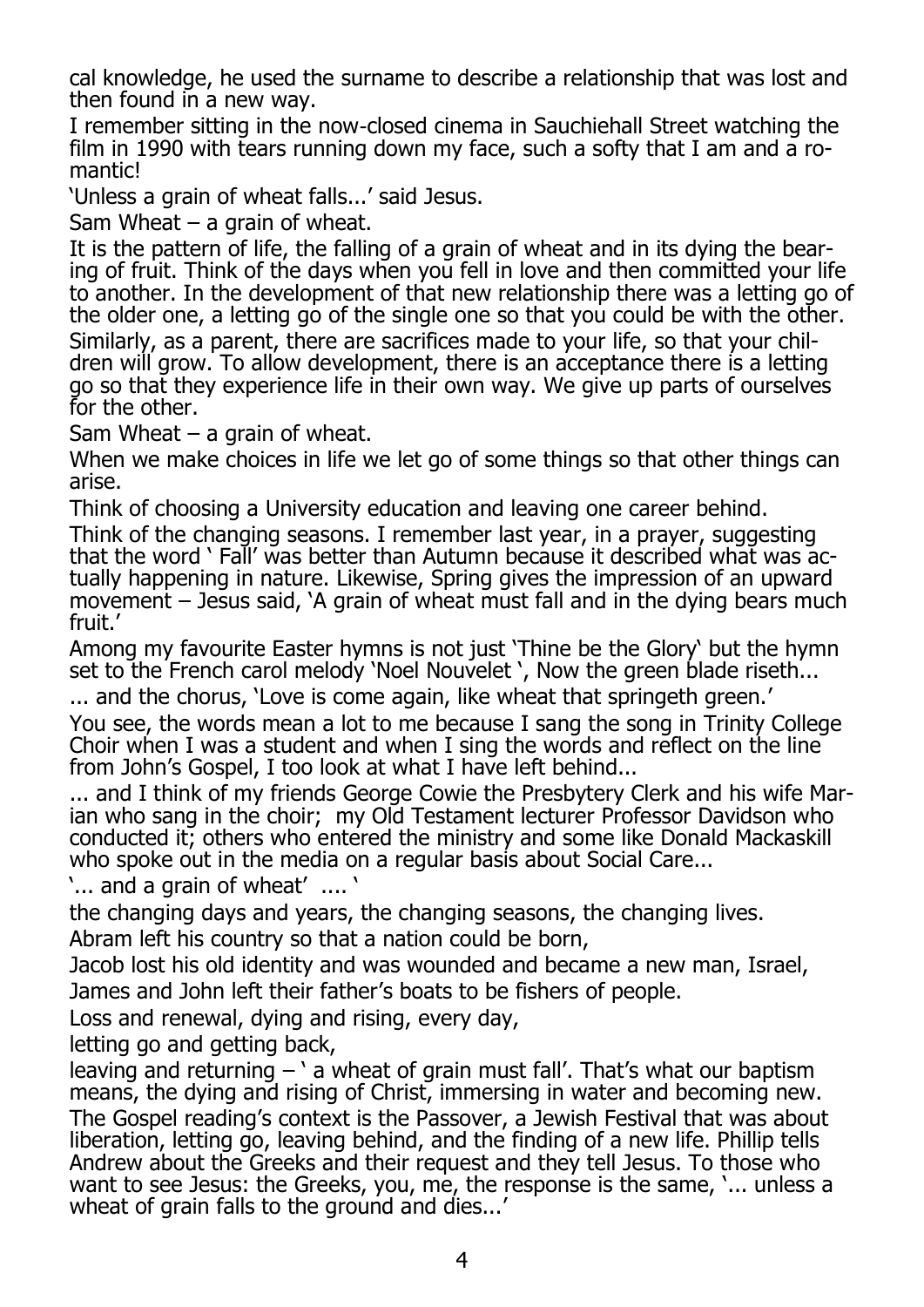cal knowledge, he used the surname to describe a relationship that was lost and then found in a new way.

I remember sitting in the now-closed cinema in Sauchiehall Street watching the film in 1990 with tears running down my face, such a softy that I am and a romantic!

'Unless a grain of wheat falls...' said Jesus.

Sam Wheat – a grain of wheat.

It is the pattern of life, the falling of a grain of wheat and in its dying the bearing of fruit. Think of the days when you fell in love and then committed your life to another. In the development of that new relationship there was a letting go of the older one, a letting go of the single one so that you could be with the other. Similarly, as a parent, there are sacrifices made to your life, so that your children will grow. To allow development, there is an acceptance there is a letting go so that they experience life in their own way. We give up parts of ourselves for the other.

Sam Wheat – a grain of wheat.

When we make choices in life we let go of some things so that other things can arise.

Think of choosing a University education and leaving one career behind.

Think of the changing seasons. I remember last year, in a prayer, suggesting that the word ' Fall' was better than Autumn because it described what was actually happening in nature. Likewise, Spring gives the impression of an upward movement – Jesus said, 'A grain of wheat must fall and in the dying bears much fruit.'

Among my favourite Easter hymns is not just 'Thine be the Glory' but the hymn set to the French carol melody 'Noel Nouvelet ', Now the green blade riseth...

... and the chorus, 'Love is come again, like wheat that springeth green.'

You see, the words mean a lot to me because I sang the song in Trinity College Choir when I was a student and when I sing the words and reflect on the line from John's Gospel, I too look at what I have left behind...

... and I think of my friends George Cowie the Presbytery Clerk and his wife Marian who sang in the choir; my Old Testament lecturer Professor Davidson who conducted it; others who entered the ministry and some like Donald Mackaskill who spoke out in the media on a regular basis about Social Care...

'... and a grain of wheat' .... '

the changing days and years, the changing seasons, the changing lives.

Abram left his country so that a nation could be born,

Jacob lost his old identity and was wounded and became a new man, Israel,

James and John left their father's boats to be fishers of people.

Loss and renewal, dying and rising, every day,

letting go and getting back,

leaving and returning – ' a wheat of grain must fall'. That's what our baptism means, the dying and rising of Christ, immersing in water and becoming new.

The Gospel reading's context is the Passover, a Jewish Festival that was about liberation, letting go, leaving behind, and the finding of a new life. Phillip tells Andrew about the Greeks and their request and they tell Jesus. To those who want to see Jesus: the Greeks, you, me, the response is the same, '... unless a wheat of grain falls to the ground and dies...'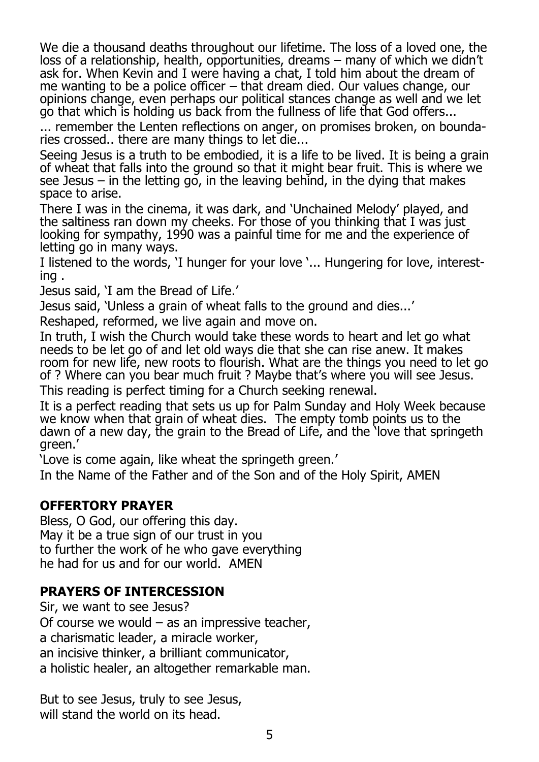We die a thousand deaths throughout our lifetime. The loss of a loved one, the loss of a relationship, health, opportunities, dreams – many of which we didn't ask for. When Kevin and I were having a chat, I told him about the dream of me wanting to be a police officer – that dream died. Our values change, our opinions change, even perhaps our political stances change as well and we let go that which is holding us back from the fullness of life that God offers...

... remember the Lenten reflections on anger, on promises broken, on boundaries crossed.. there are many things to let die...

Seeing Jesus is a truth to be embodied, it is a life to be lived. It is being a grain of wheat that falls into the ground so that it might bear fruit. This is where we see Jesus – in the letting go, in the leaving behind, in the dying that makes space to arise.

There I was in the cinema, it was dark, and 'Unchained Melody' played, and the saltiness ran down my cheeks. For those of you thinking that I was just looking for sympathy, 1990 was a painful time for me and the experience of letting go in many ways.

I listened to the words, 'I hunger for your love '... Hungering for love, interesting .

Jesus said, 'I am the Bread of Life.'

Jesus said, 'Unless a grain of wheat falls to the ground and dies...'

Reshaped, reformed, we live again and move on.

In truth, I wish the Church would take these words to heart and let go what needs to be let go of and let old ways die that she can rise anew. It makes room for new life, new roots to flourish. What are the things you need to let go of ? Where can you bear much fruit ? Maybe that's where you will see Jesus.

This reading is perfect timing for a Church seeking renewal.

It is a perfect reading that sets us up for Palm Sunday and Holy Week because we know when that grain of wheat dies. The empty tomb points us to the dawn of a new day, the grain to the Bread of Life, and the 'love that springeth green.'

'Love is come again, like wheat the springeth green.'

In the Name of the Father and of the Son and of the Holy Spirit, AMEN

**OFFERTORY PRAYER**

Bless, O God, our offering this day.
May it be a true sign of our trust in you
to further the work of he who gave everything
he had for us and for our world. AMEN

**PRAYERS OF INTERCESSION**

Sir, we want to see Jesus?
Of course we would – as an impressive teacher,
a charismatic leader, a miracle worker,
an incisive thinker, a brilliant communicator,
a holistic healer, an altogether remarkable man.

But to see Jesus, truly to see Jesus,
will stand the world on its head.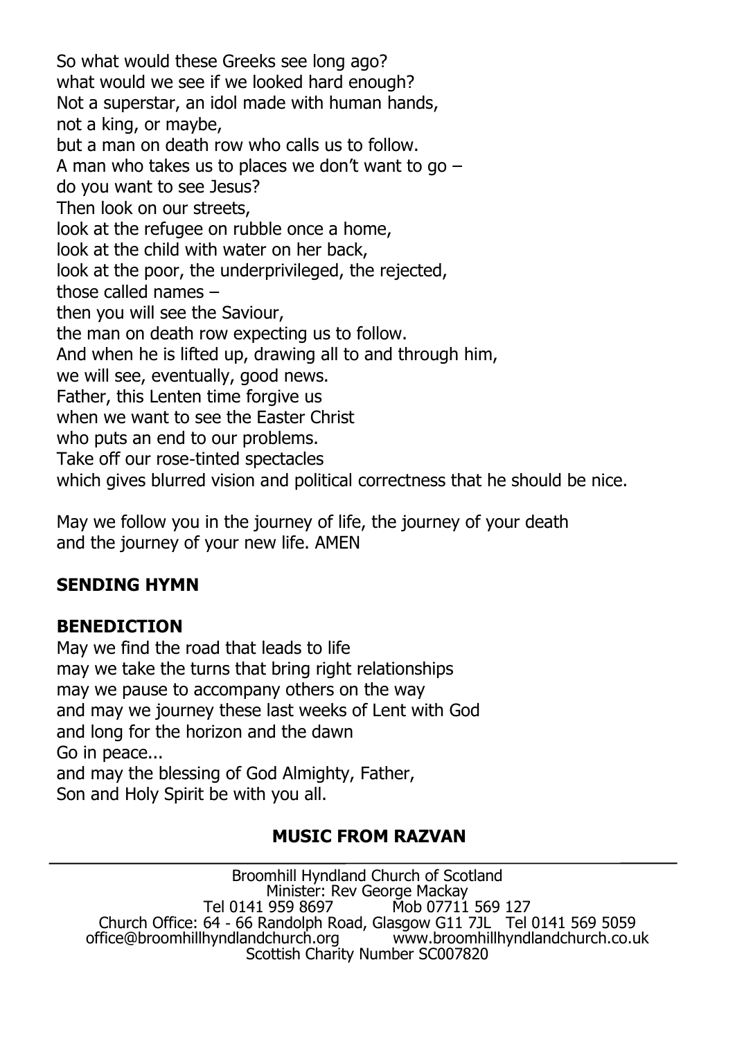So what would these Greeks see long ago?
what would we see if we looked hard enough?
Not a superstar, an idol made with human hands,
not a king, or maybe,
but a man on death row who calls us to follow.
A man who takes us to places we don't want to go –
do you want to see Jesus?
Then look on our streets,
look at the refugee on rubble once a home,
look at the child with water on her back,
look at the poor, the underprivileged, the rejected,
those called names –
then you will see the Saviour,
the man on death row expecting us to follow.
And when he is lifted up, drawing all to and through him,
we will see, eventually, good news.
Father, this Lenten time forgive us
when we want to see the Easter Christ
who puts an end to our problems.
Take off our rose-tinted spectacles
which gives blurred vision and political correctness that he should be nice.

May we follow you in the journey of life, the journey of your death
and the journey of your new life. AMEN

**SENDING HYMN**

**BENEDICTION**

May we find the road that leads to life
may we take the turns that bring right relationships
may we pause to accompany others on the way
and may we journey these last weeks of Lent with God
and long for the horizon and the dawn
Go in peace...
and may the blessing of God Almighty, Father,
Son and Holy Spirit be with you all.

**MUSIC FROM RAZVAN**

---

Broomhill Hyndland Church of Scotland
Minister: Rev George Mackay
Tel 0141 959 8697 Mob 07711 569 127
Church Office: 64 - 66 Randolph Road, Glasgow G11 7JL Tel 0141 569 5059
office@broomhillhyndlandchurch.org www.broomhillhyndlandchurch.co.uk
Scottish Charity Number SC007820